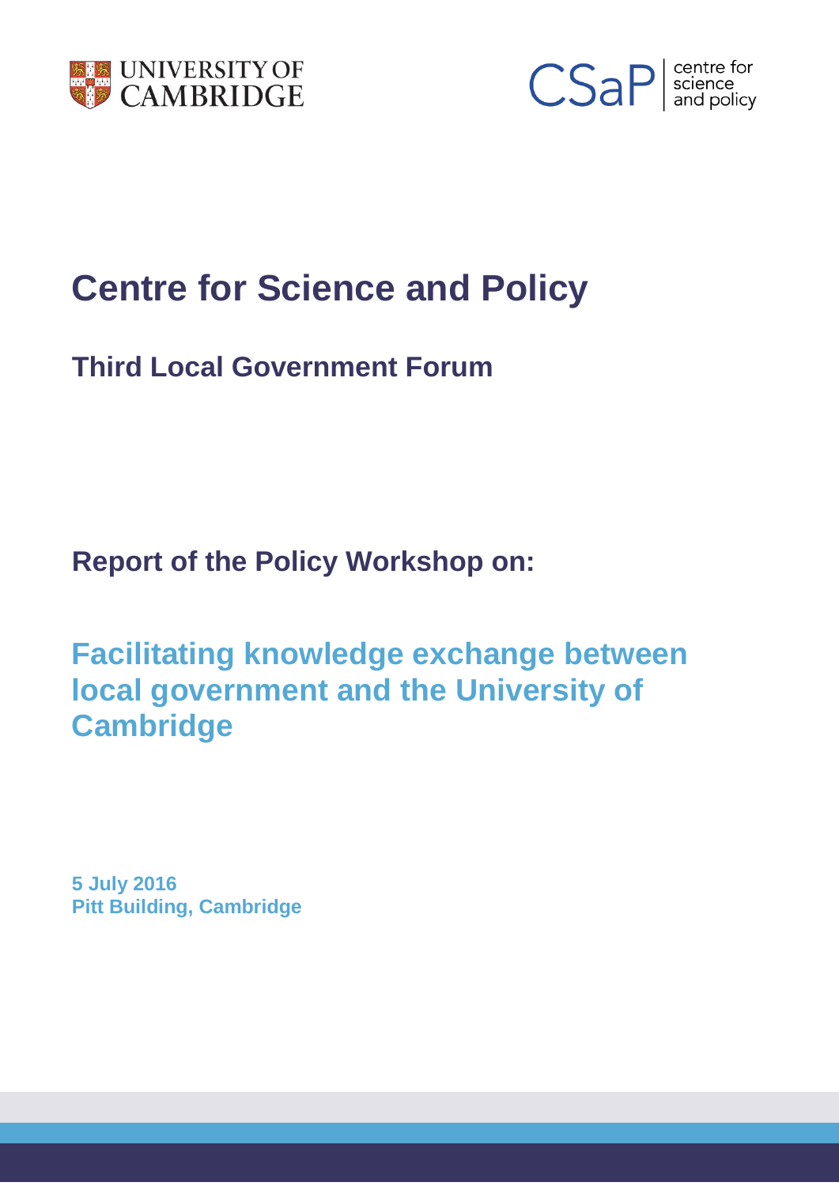UNIVERSITY OF CAMBRIDGE

CSaP | centre for science and policy

# Centre for Science and Policy

## Third Local Government Forum

### Report of the Policy Workshop on:

## Facilitating knowledge exchange between local government and the University of Cambridge

**5 July 2016**
**Pitt Building, Cambridge**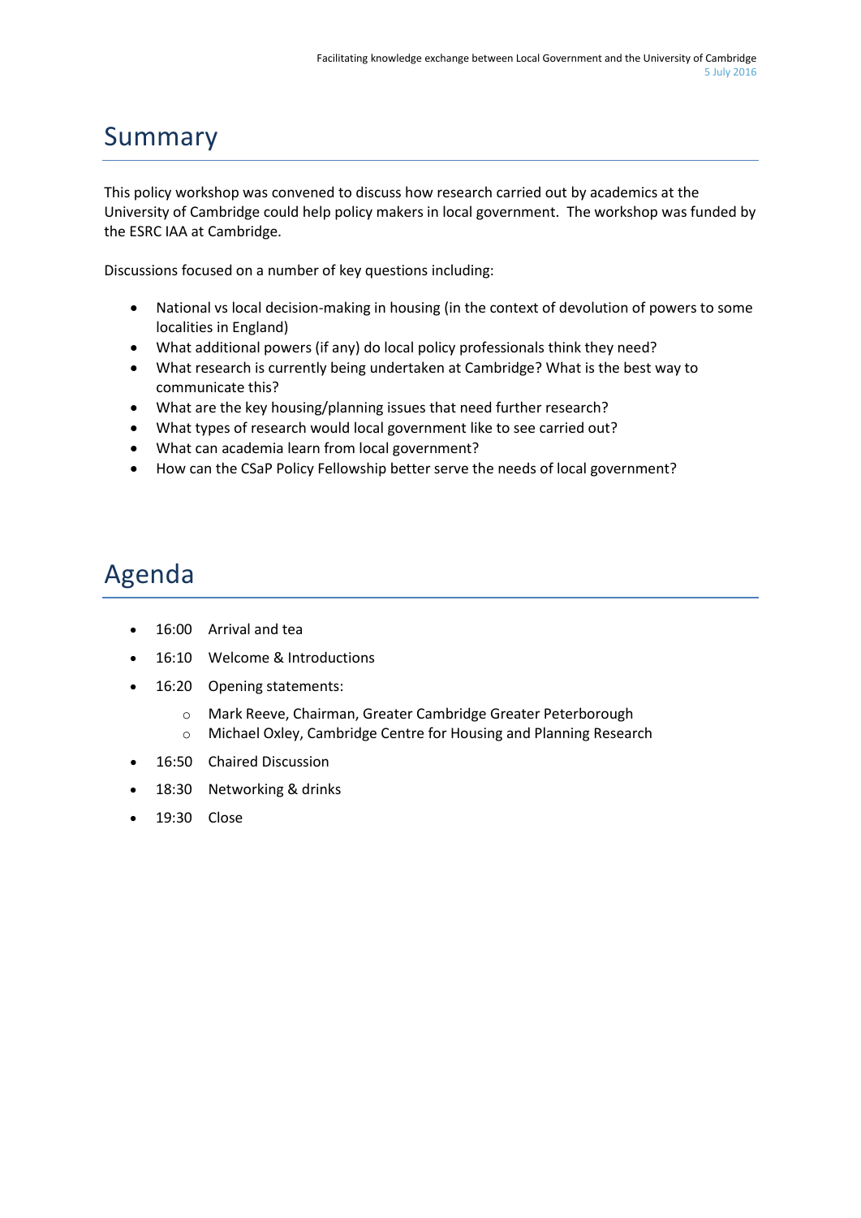## Summary

This policy workshop was convened to discuss how research carried out by academics at the University of Cambridge could help policy makers in local government. The workshop was funded by the ESRC IAA at Cambridge.

Discussions focused on a number of key questions including:

- National vs local decision-making in housing (in the context of devolution of powers to some localities in England)
- What additional powers (if any) do local policy professionals think they need?
- What research is currently being undertaken at Cambridge? What is the best way to communicate this?
- What are the key housing/planning issues that need further research?
- What types of research would local government like to see carried out?
- What can academia learn from local government?
- How can the CSaP Policy Fellowship better serve the needs of local government?

## Agenda

- 16:00 Arrival and tea
- 16:10 Welcome & Introductions
- 16:20 Opening statements:
  - Mark Reeve, Chairman, Greater Cambridge Greater Peterborough
  - Michael Oxley, Cambridge Centre for Housing and Planning Research
- 16:50 Chaired Discussion
- 18:30 Networking & drinks
- 19:30 Close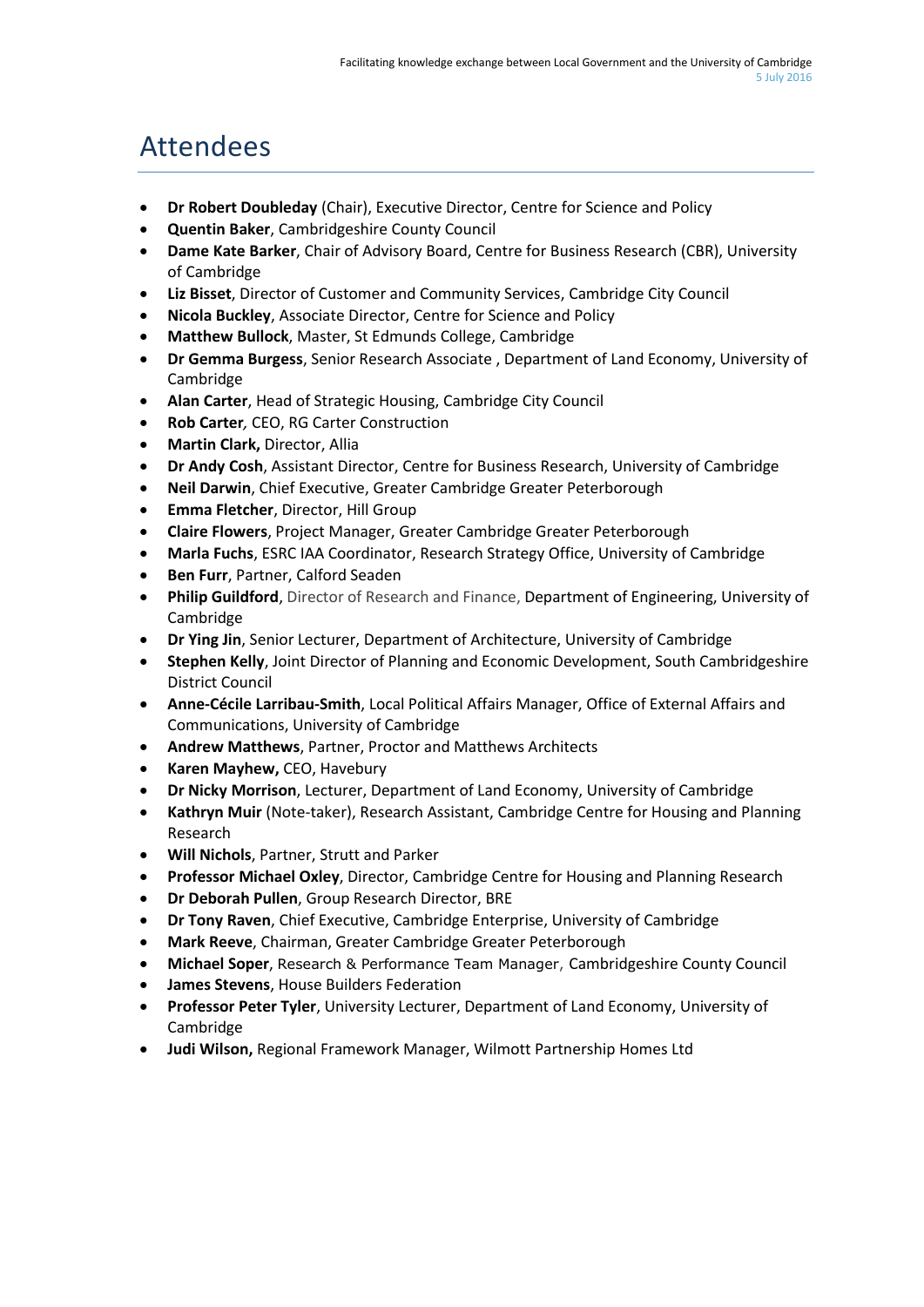# Attendees

- **Dr Robert Doubleday** (Chair), Executive Director, Centre for Science and Policy
- **Quentin Baker**, Cambridgeshire County Council
- **Dame Kate Barker**, Chair of Advisory Board, Centre for Business Research (CBR), University of Cambridge
- **Liz Bisset**, Director of Customer and Community Services, Cambridge City Council
- **Nicola Buckley**, Associate Director, Centre for Science and Policy
- **Matthew Bullock**, Master, St Edmunds College, Cambridge
- **Dr Gemma Burgess**, Senior Research Associate , Department of Land Economy, University of Cambridge
- **Alan Carter**, Head of Strategic Housing, Cambridge City Council
- **Rob Carter***,* CEO, RG Carter Construction
- **Martin Clark,** Director, Allia
- **Dr Andy Cosh**, Assistant Director, Centre for Business Research, University of Cambridge
- **Neil Darwin**, Chief Executive, Greater Cambridge Greater Peterborough
- **Emma Fletcher**, Director, Hill Group
- **Claire Flowers**, Project Manager, Greater Cambridge Greater Peterborough
- **Marla Fuchs**, ESRC IAA Coordinator, Research Strategy Office, University of Cambridge
- **Ben Furr**, Partner, Calford Seaden
- **Philip Guildford**, Director of Research and Finance, Department of Engineering, University of Cambridge
- **Dr Ying Jin**, Senior Lecturer, Department of Architecture, University of Cambridge
- **Stephen Kelly**, Joint Director of Planning and Economic Development, South Cambridgeshire District Council
- **Anne-Cécile Larribau-Smith**, Local Political Affairs Manager, Office of External Affairs and Communications, University of Cambridge
- **Andrew Matthews**, Partner, Proctor and Matthews Architects
- **Karen Mayhew,** CEO, Havebury
- **Dr Nicky Morrison**, Lecturer, Department of Land Economy, University of Cambridge
- **Kathryn Muir** (Note-taker), Research Assistant, Cambridge Centre for Housing and Planning Research
- **Will Nichols**, Partner, Strutt and Parker
- **Professor Michael Oxley**, Director, Cambridge Centre for Housing and Planning Research
- **Dr Deborah Pullen**, Group Research Director, BRE
- **Dr Tony Raven**, Chief Executive, Cambridge Enterprise, University of Cambridge
- **Mark Reeve**, Chairman, Greater Cambridge Greater Peterborough
- **Michael Soper**, Research & Performance Team Manager, Cambridgeshire County Council
- **James Stevens**, House Builders Federation
- **Professor Peter Tyler**, University Lecturer, Department of Land Economy, University of Cambridge
- **Judi Wilson,** Regional Framework Manager, Wilmott Partnership Homes Ltd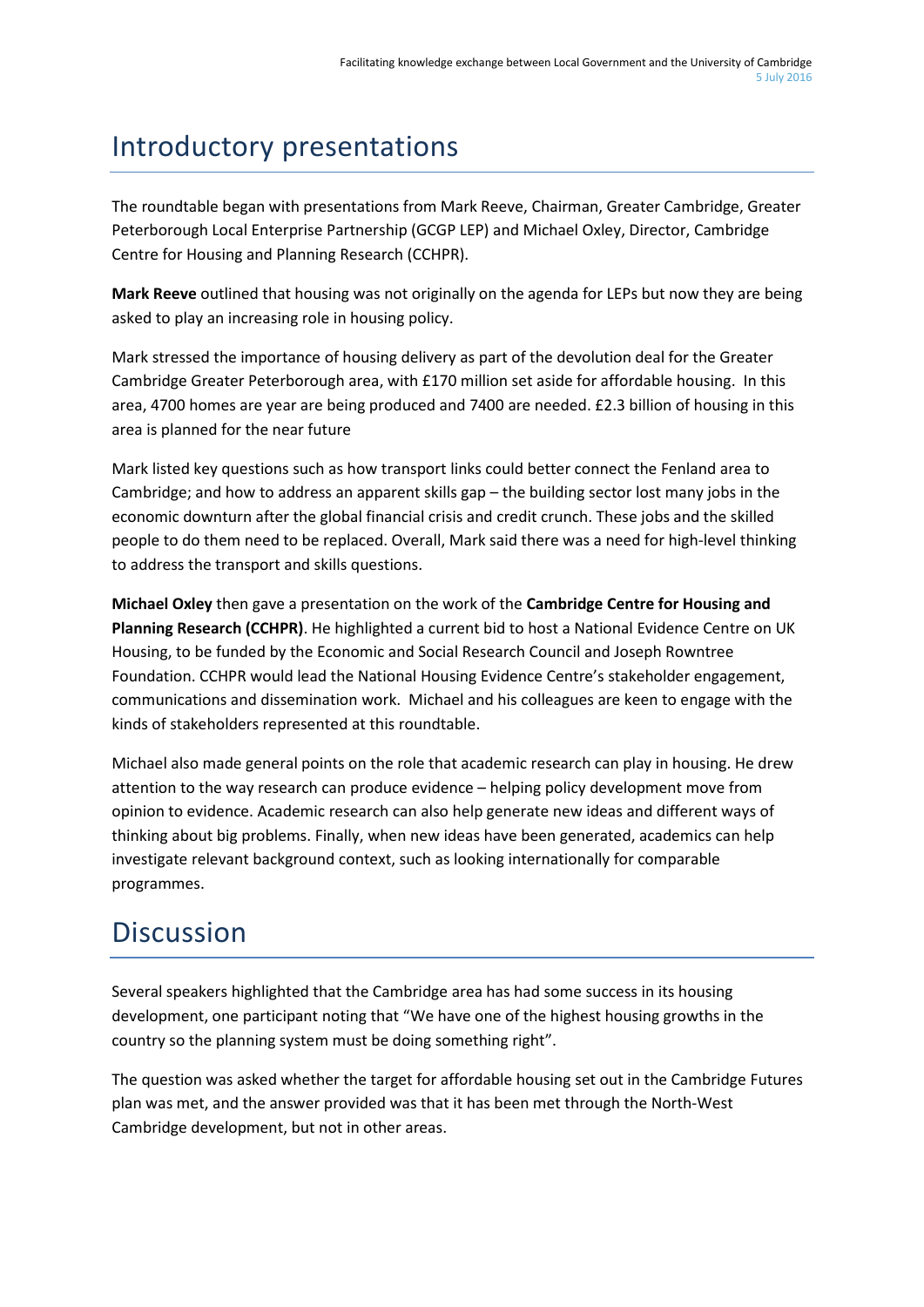# Introductory presentations

The roundtable began with presentations from Mark Reeve, Chairman, Greater Cambridge, Greater Peterborough Local Enterprise Partnership (GCGP LEP) and Michael Oxley, Director, Cambridge Centre for Housing and Planning Research (CCHPR).

**Mark Reeve** outlined that housing was not originally on the agenda for LEPs but now they are being asked to play an increasing role in housing policy.

Mark stressed the importance of housing delivery as part of the devolution deal for the Greater Cambridge Greater Peterborough area, with £170 million set aside for affordable housing. In this area, 4700 homes are year are being produced and 7400 are needed. £2.3 billion of housing in this area is planned for the near future

Mark listed key questions such as how transport links could better connect the Fenland area to Cambridge; and how to address an apparent skills gap – the building sector lost many jobs in the economic downturn after the global financial crisis and credit crunch. These jobs and the skilled people to do them need to be replaced. Overall, Mark said there was a need for high-level thinking to address the transport and skills questions.

**Michael Oxley** then gave a presentation on the work of the **Cambridge Centre for Housing and Planning Research (CCHPR)**. He highlighted a current bid to host a National Evidence Centre on UK Housing, to be funded by the Economic and Social Research Council and Joseph Rowntree Foundation. CCHPR would lead the National Housing Evidence Centre's stakeholder engagement, communications and dissemination work. Michael and his colleagues are keen to engage with the kinds of stakeholders represented at this roundtable.

Michael also made general points on the role that academic research can play in housing. He drew attention to the way research can produce evidence – helping policy development move from opinion to evidence. Academic research can also help generate new ideas and different ways of thinking about big problems. Finally, when new ideas have been generated, academics can help investigate relevant background context, such as looking internationally for comparable programmes.

# Discussion

Several speakers highlighted that the Cambridge area has had some success in its housing development, one participant noting that "We have one of the highest housing growths in the country so the planning system must be doing something right".

The question was asked whether the target for affordable housing set out in the Cambridge Futures plan was met, and the answer provided was that it has been met through the North-West Cambridge development, but not in other areas.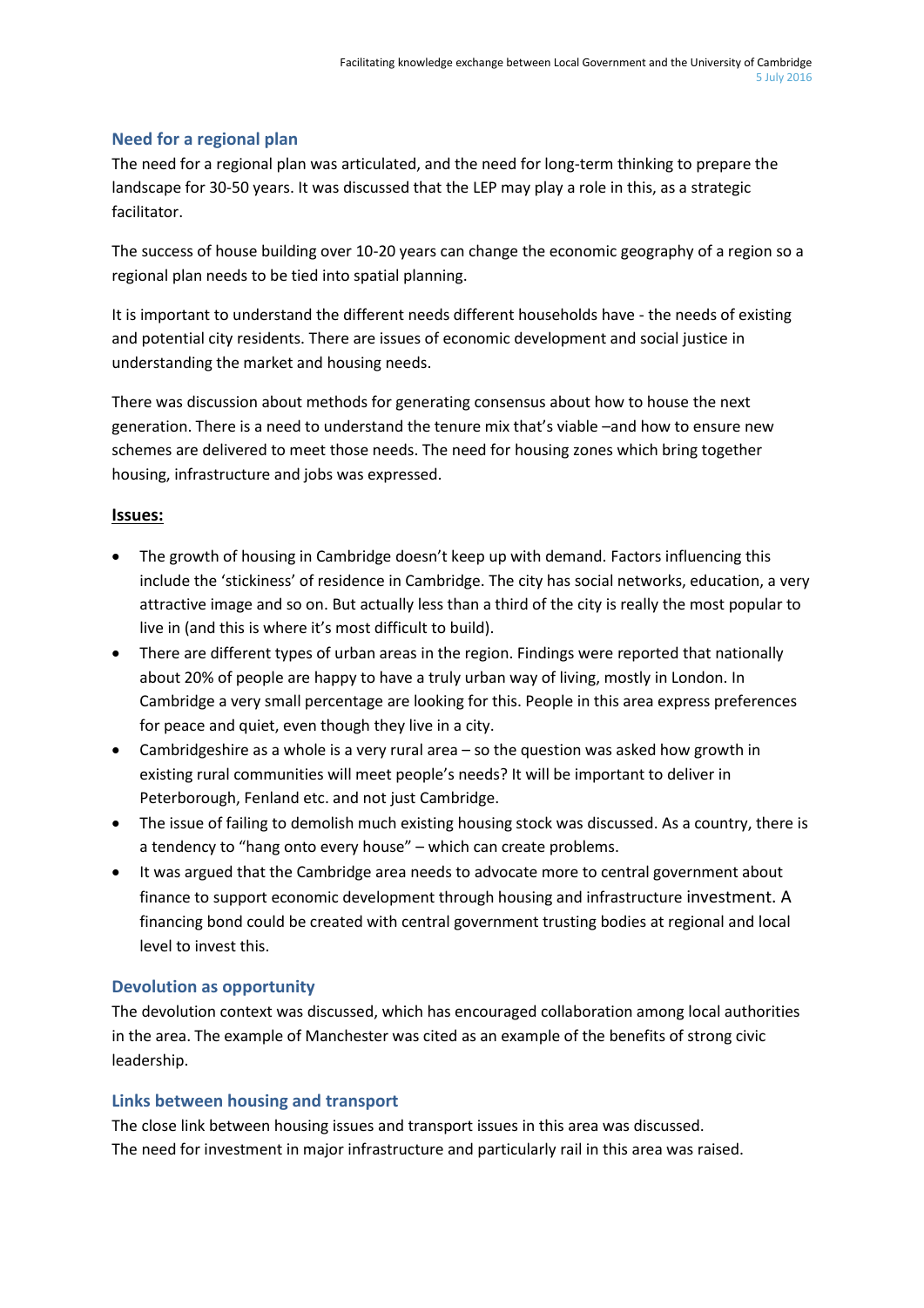## Need for a regional plan

The need for a regional plan was articulated, and the need for long-term thinking to prepare the landscape for 30-50 years. It was discussed that the LEP may play a role in this, as a strategic facilitator.

The success of house building over 10-20 years can change the economic geography of a region so a regional plan needs to be tied into spatial planning.

It is important to understand the different needs different households have - the needs of existing and potential city residents. There are issues of economic development and social justice in understanding the market and housing needs.

There was discussion about methods for generating consensus about how to house the next generation. There is a need to understand the tenure mix that's viable –and how to ensure new schemes are delivered to meet those needs. The need for housing zones which bring together housing, infrastructure and jobs was expressed.

**Issues:**

- The growth of housing in Cambridge doesn't keep up with demand. Factors influencing this include the 'stickiness' of residence in Cambridge. The city has social networks, education, a very attractive image and so on. But actually less than a third of the city is really the most popular to live in (and this is where it's most difficult to build).
- There are different types of urban areas in the region. Findings were reported that nationally about 20% of people are happy to have a truly urban way of living, mostly in London. In Cambridge a very small percentage are looking for this. People in this area express preferences for peace and quiet, even though they live in a city.
- Cambridgeshire as a whole is a very rural area – so the question was asked how growth in existing rural communities will meet people's needs? It will be important to deliver in Peterborough, Fenland etc. and not just Cambridge.
- The issue of failing to demolish much existing housing stock was discussed. As a country, there is a tendency to "hang onto every house" – which can create problems.
- It was argued that the Cambridge area needs to advocate more to central government about finance to support economic development through housing and infrastructure investment. A financing bond could be created with central government trusting bodies at regional and local level to invest this.

## Devolution as opportunity

The devolution context was discussed, which has encouraged collaboration among local authorities in the area. The example of Manchester was cited as an example of the benefits of strong civic leadership.

## Links between housing and transport

The close link between housing issues and transport issues in this area was discussed. The need for investment in major infrastructure and particularly rail in this area was raised.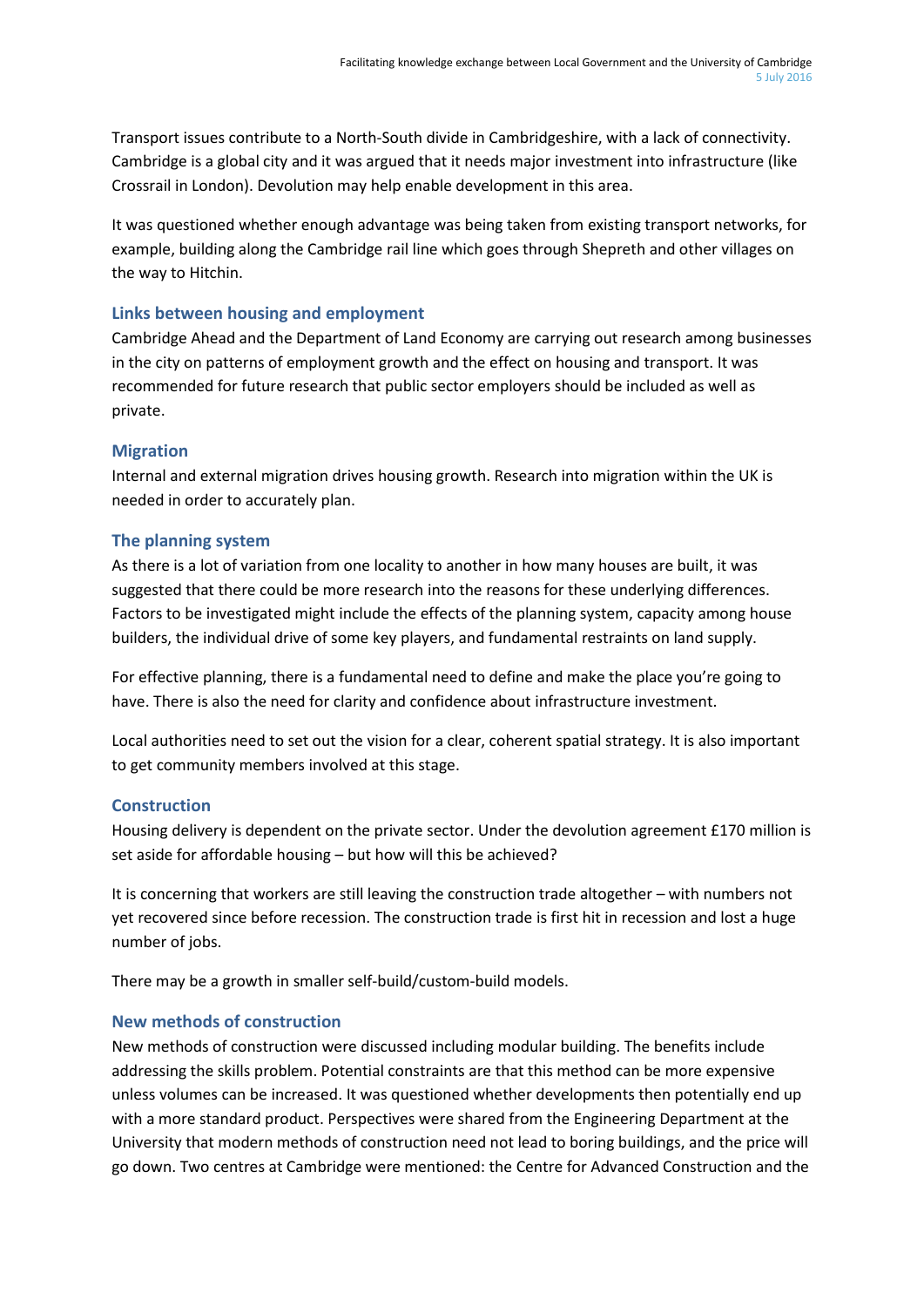Transport issues contribute to a North-South divide in Cambridgeshire, with a lack of connectivity. Cambridge is a global city and it was argued that it needs major investment into infrastructure (like Crossrail in London). Devolution may help enable development in this area.

It was questioned whether enough advantage was being taken from existing transport networks, for example, building along the Cambridge rail line which goes through Shepreth and other villages on the way to Hitchin.

### Links between housing and employment

Cambridge Ahead and the Department of Land Economy are carrying out research among businesses in the city on patterns of employment growth and the effect on housing and transport. It was recommended for future research that public sector employers should be included as well as private.

### Migration

Internal and external migration drives housing growth. Research into migration within the UK is needed in order to accurately plan.

### The planning system

As there is a lot of variation from one locality to another in how many houses are built, it was suggested that there could be more research into the reasons for these underlying differences. Factors to be investigated might include the effects of the planning system, capacity among house builders, the individual drive of some key players, and fundamental restraints on land supply.

For effective planning, there is a fundamental need to define and make the place you're going to have. There is also the need for clarity and confidence about infrastructure investment.

Local authorities need to set out the vision for a clear, coherent spatial strategy. It is also important to get community members involved at this stage.

### Construction

Housing delivery is dependent on the private sector. Under the devolution agreement £170 million is set aside for affordable housing – but how will this be achieved?

It is concerning that workers are still leaving the construction trade altogether – with numbers not yet recovered since before recession. The construction trade is first hit in recession and lost a huge number of jobs.

There may be a growth in smaller self-build/custom-build models.

### New methods of construction

New methods of construction were discussed including modular building. The benefits include addressing the skills problem. Potential constraints are that this method can be more expensive unless volumes can be increased. It was questioned whether developments then potentially end up with a more standard product. Perspectives were shared from the Engineering Department at the University that modern methods of construction need not lead to boring buildings, and the price will go down. Two centres at Cambridge were mentioned: the Centre for Advanced Construction and the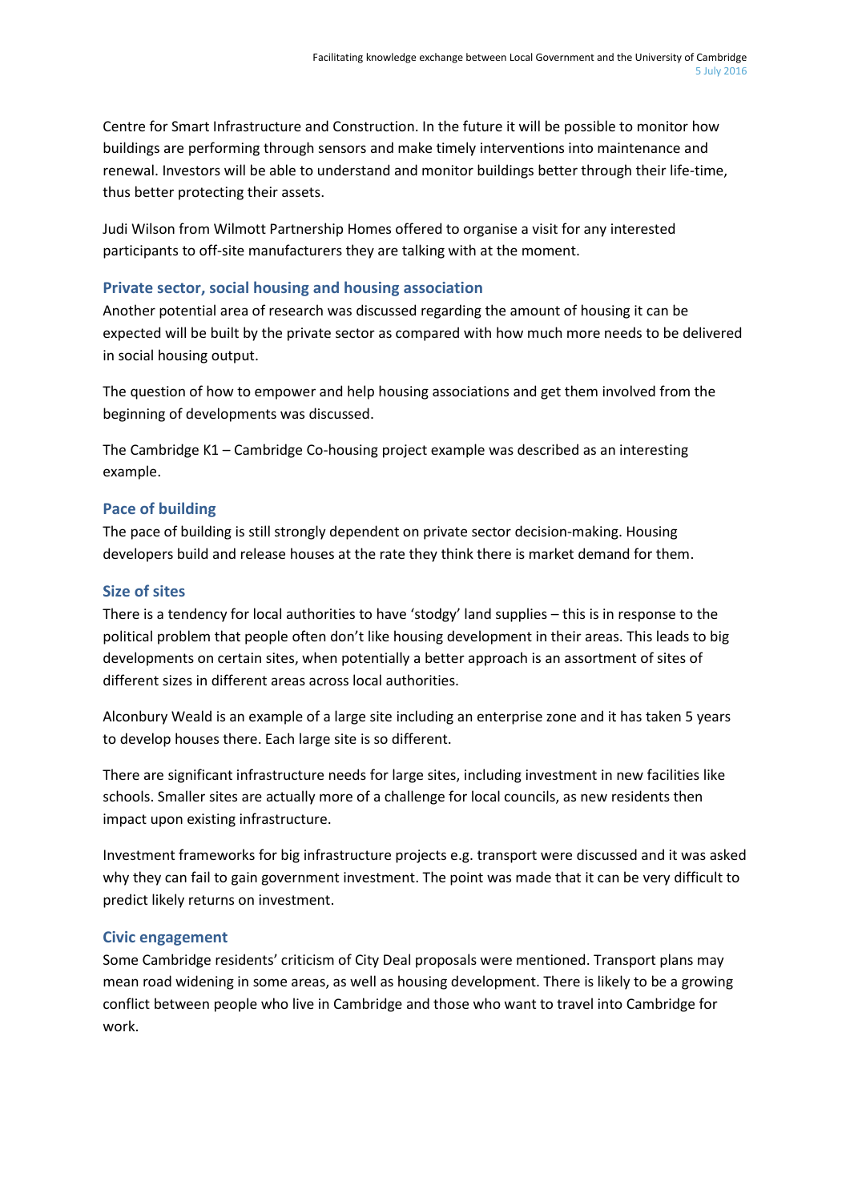Centre for Smart Infrastructure and Construction. In the future it will be possible to monitor how buildings are performing through sensors and make timely interventions into maintenance and renewal. Investors will be able to understand and monitor buildings better through their life-time, thus better protecting their assets.

Judi Wilson from Wilmott Partnership Homes offered to organise a visit for any interested participants to off-site manufacturers they are talking with at the moment.

### Private sector, social housing and housing association

Another potential area of research was discussed regarding the amount of housing it can be expected will be built by the private sector as compared with how much more needs to be delivered in social housing output.

The question of how to empower and help housing associations and get them involved from the beginning of developments was discussed.

The Cambridge K1 – Cambridge Co-housing project example was described as an interesting example.

### Pace of building

The pace of building is still strongly dependent on private sector decision-making. Housing developers build and release houses at the rate they think there is market demand for them.

### Size of sites

There is a tendency for local authorities to have 'stodgy' land supplies – this is in response to the political problem that people often don't like housing development in their areas. This leads to big developments on certain sites, when potentially a better approach is an assortment of sites of different sizes in different areas across local authorities.

Alconbury Weald is an example of a large site including an enterprise zone and it has taken 5 years to develop houses there. Each large site is so different.

There are significant infrastructure needs for large sites, including investment in new facilities like schools. Smaller sites are actually more of a challenge for local councils, as new residents then impact upon existing infrastructure.

Investment frameworks for big infrastructure projects e.g. transport were discussed and it was asked why they can fail to gain government investment. The point was made that it can be very difficult to predict likely returns on investment.

### Civic engagement

Some Cambridge residents' criticism of City Deal proposals were mentioned. Transport plans may mean road widening in some areas, as well as housing development. There is likely to be a growing conflict between people who live in Cambridge and those who want to travel into Cambridge for work.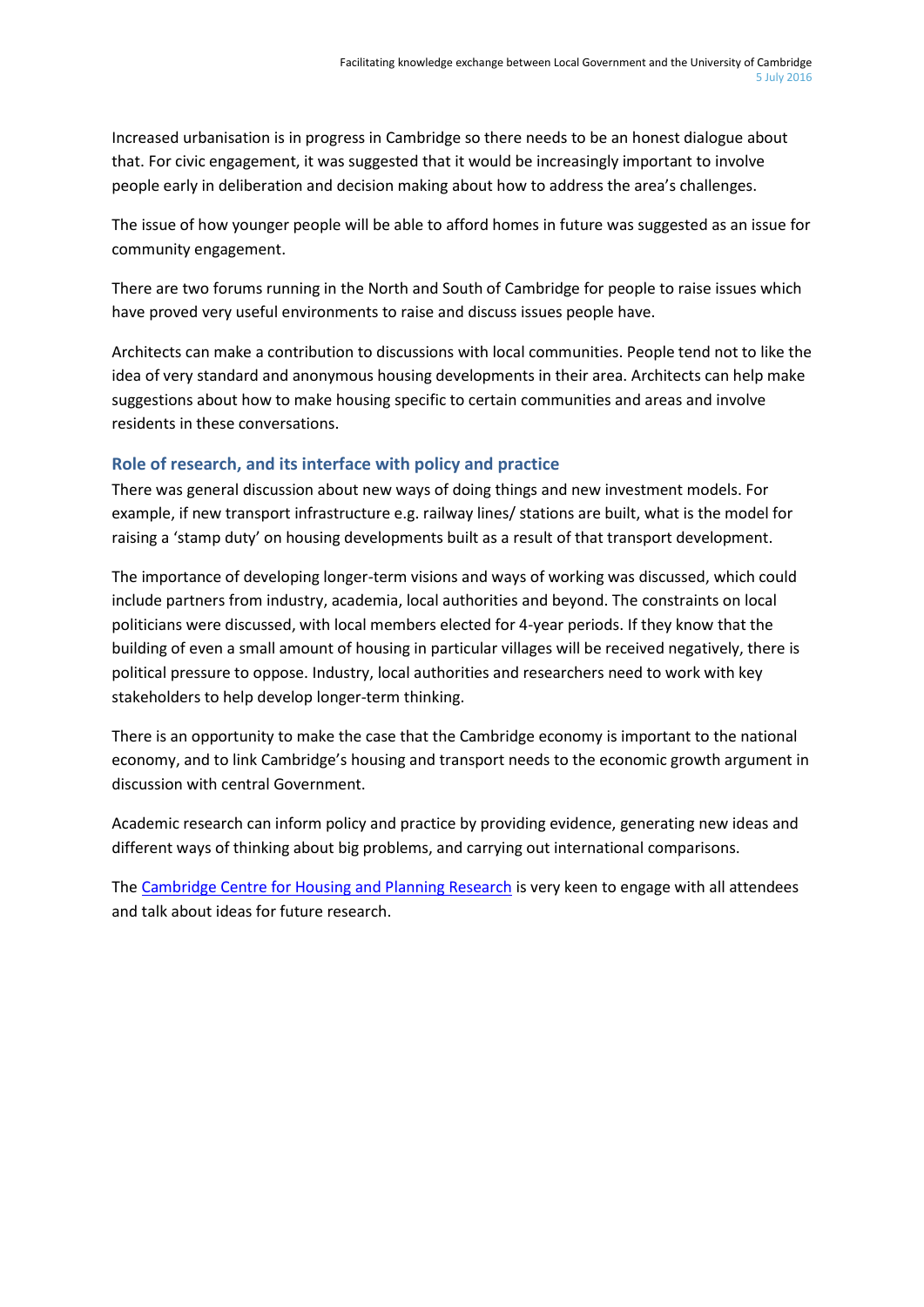Increased urbanisation is in progress in Cambridge so there needs to be an honest dialogue about that. For civic engagement, it was suggested that it would be increasingly important to involve people early in deliberation and decision making about how to address the area's challenges.

The issue of how younger people will be able to afford homes in future was suggested as an issue for community engagement.

There are two forums running in the North and South of Cambridge for people to raise issues which have proved very useful environments to raise and discuss issues people have.

Architects can make a contribution to discussions with local communities. People tend not to like the idea of very standard and anonymous housing developments in their area. Architects can help make suggestions about how to make housing specific to certain communities and areas and involve residents in these conversations.

### Role of research, and its interface with policy and practice

There was general discussion about new ways of doing things and new investment models. For example, if new transport infrastructure e.g. railway lines/ stations are built, what is the model for raising a 'stamp duty' on housing developments built as a result of that transport development.

The importance of developing longer-term visions and ways of working was discussed, which could include partners from industry, academia, local authorities and beyond. The constraints on local politicians were discussed, with local members elected for 4-year periods. If they know that the building of even a small amount of housing in particular villages will be received negatively, there is political pressure to oppose. Industry, local authorities and researchers need to work with key stakeholders to help develop longer-term thinking.

There is an opportunity to make the case that the Cambridge economy is important to the national economy, and to link Cambridge's housing and transport needs to the economic growth argument in discussion with central Government.

Academic research can inform policy and practice by providing evidence, generating new ideas and different ways of thinking about big problems, and carrying out international comparisons.

The Cambridge Centre for Housing and Planning Research is very keen to engage with all attendees and talk about ideas for future research.